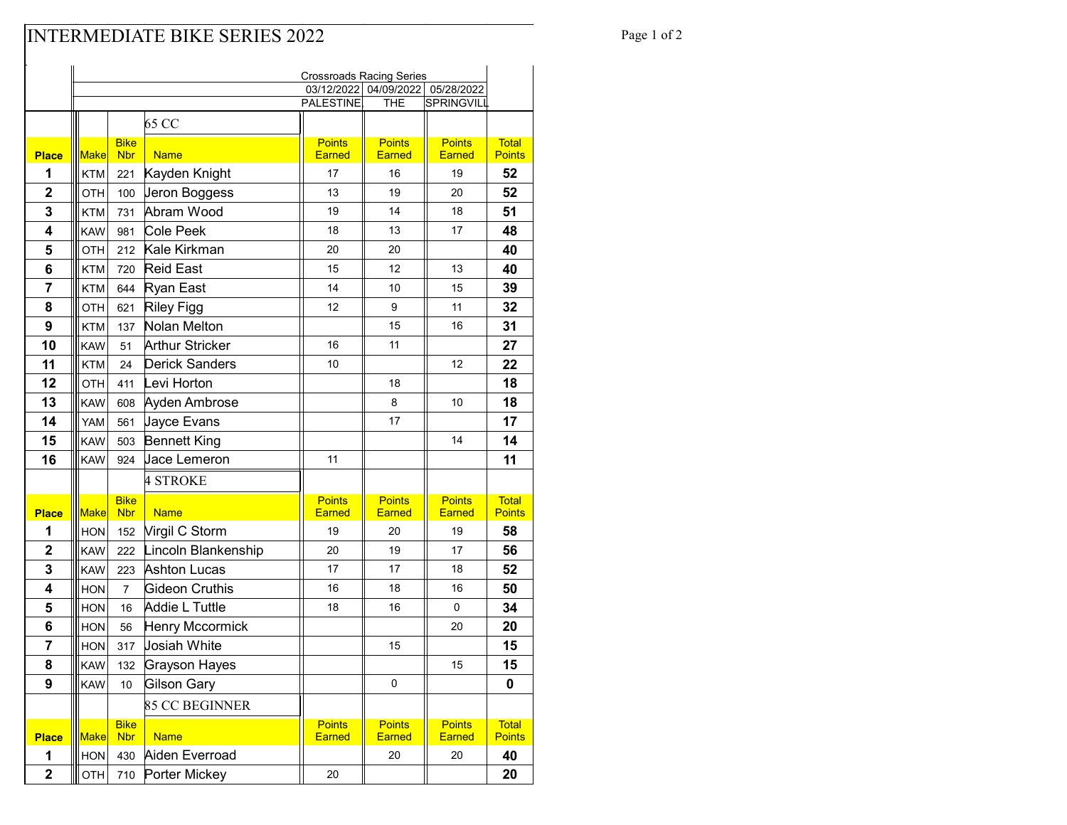# INTERMEDIATE BIKE SERIES 2022

| | | | | Crossroads Racing Series | | | |
|---|---|---|---|---|---|---|---|
| | | | | 03/12/2022 | 04/09/2022 | 05/28/2022 | |
| | | | | PALESTINE | THE | SPRINGVILL | |
| | | | **65 CC** | | | | |
| **Place** | **Make** | **Bike Nbr** | **Name** | **Points Earned** | **Points Earned** | **Points Earned** | **Total Points** |
| **1** | KTM | 221 | Kayden Knight | 17 | 16 | 19 | **52** |
| **2** | OTH | 100 | Jeron Boggess | 13 | 19 | 20 | **52** |
| **3** | KTM | 731 | Abram Wood | 19 | 14 | 18 | **51** |
| **4** | KAW | 981 | Cole Peek | 18 | 13 | 17 | **48** |
| **5** | OTH | 212 | Kale Kirkman | 20 | 20 | | **40** |
| **6** | KTM | 720 | Reid East | 15 | 12 | 13 | **40** |
| **7** | KTM | 644 | Ryan East | 14 | 10 | 15 | **39** |
| **8** | OTH | 621 | Riley Figg | 12 | 9 | 11 | **32** |
| **9** | KTM | 137 | Nolan Melton | | 15 | 16 | **31** |
| **10** | KAW | 51 | Arthur Stricker | 16 | 11 | | **27** |
| **11** | KTM | 24 | Derick Sanders | 10 | | 12 | **22** |
| **12** | OTH | 411 | Levi Horton | | 18 | | **18** |
| **13** | KAW | 608 | Ayden Ambrose | | 8 | 10 | **18** |
| **14** | YAM | 561 | Jayce Evans | | 17 | | **17** |
| **15** | KAW | 503 | Bennett King | | | 14 | **14** |
| **16** | KAW | 924 | Jace Lemeron | 11 | | | **11** |
| | | | **4 STROKE** | | | | |
| **Place** | **Make** | **Bike Nbr** | **Name** | **Points Earned** | **Points Earned** | **Points Earned** | **Total Points** |
| **1** | HON | 152 | Virgil C Storm | 19 | 20 | 19 | **58** |
| **2** | KAW | 222 | Lincoln Blankenship | 20 | 19 | 17 | **56** |
| **3** | KAW | 223 | Ashton Lucas | 17 | 17 | 18 | **52** |
| **4** | HON | 7 | Gideon Cruthis | 16 | 18 | 16 | **50** |
| **5** | HON | 16 | Addie L Tuttle | 18 | 16 | 0 | **34** |
| **6** | HON | 56 | Henry Mccormick | | | 20 | **20** |
| **7** | HON | 317 | Josiah White | | 15 | | **15** |
| **8** | KAW | 132 | Grayson Hayes | | | 15 | **15** |
| **9** | KAW | 10 | Gilson Gary | | 0 | | **0** |
| | | | **85 CC BEGINNER** | | | | |
| **Place** | **Make** | **Bike Nbr** | **Name** | **Points Earned** | **Points Earned** | **Points Earned** | **Total Points** |
| **1** | HON | 430 | Aiden Everroad | | 20 | 20 | **40** |
| **2** | OTH | 710 | Porter Mickey | 20 | | | **20** |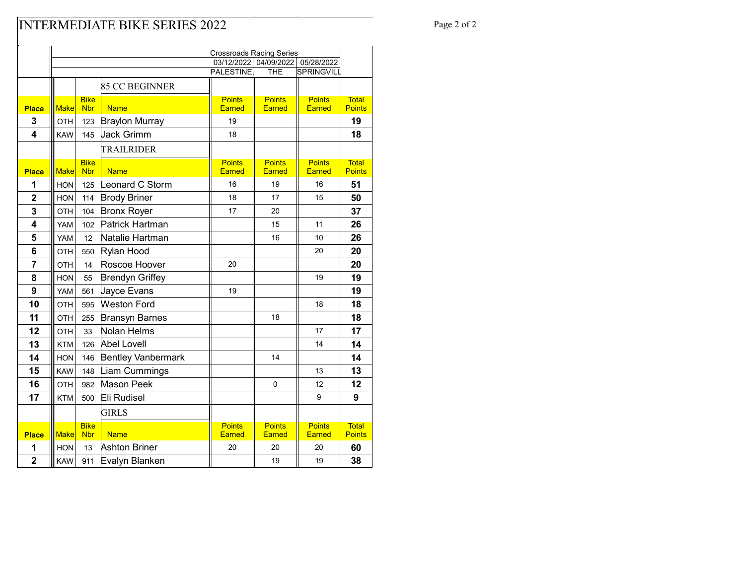# INTERMEDIATE BIKE SERIES 2022

| | | | | Crossroads Racing Series | | | |
|---|---|---|---|---|---|---|---|
| | | | | 03/12/2022 | 04/09/2022 | 05/28/2022 | |
| | | | | PALESTINE | THE | SPRINGVILL | |
| | | | 85 CC BEGINNER | | | | |
| Place | Make | Bike Nbr | Name | Points Earned | Points Earned | Points Earned | Total Points |
| 3 | OTH | 123 | Braylon Murray | 19 | | | 19 |
| 4 | KAW | 145 | Jack Grimm | 18 | | | 18 |
| | | | TRAILRIDER | | | | |
| Place | Make | Bike Nbr | Name | Points Earned | Points Earned | Points Earned | Total Points |
| 1 | HON | 125 | Leonard C Storm | 16 | 19 | 16 | 51 |
| 2 | HON | 114 | Brody Briner | 18 | 17 | 15 | 50 |
| 3 | OTH | 104 | Bronx Royer | 17 | 20 | | 37 |
| 4 | YAM | 102 | Patrick Hartman | | 15 | 11 | 26 |
| 5 | YAM | 12 | Natalie Hartman | | 16 | 10 | 26 |
| 6 | OTH | 550 | Rylan Hood | | | 20 | 20 |
| 7 | OTH | 14 | Roscoe Hoover | 20 | | | 20 |
| 8 | HON | 55 | Brendyn Griffey | | | 19 | 19 |
| 9 | YAM | 561 | Jayce Evans | 19 | | | 19 |
| 10 | OTH | 595 | Weston Ford | | | 18 | 18 |
| 11 | OTH | 255 | Bransyn Barnes | | 18 | | 18 |
| 12 | OTH | 33 | Nolan Helms | | | 17 | 17 |
| 13 | KTM | 126 | Abel Lovell | | | 14 | 14 |
| 14 | HON | 146 | Bentley Vanbermark | | 14 | | 14 |
| 15 | KAW | 148 | Liam Cummings | | | 13 | 13 |
| 16 | OTH | 982 | Mason Peek | | 0 | 12 | 12 |
| 17 | KTM | 500 | Eli Rudisel | | | 9 | 9 |
| | | | GIRLS | | | | |
| Place | Make | Bike Nbr | Name | Points Earned | Points Earned | Points Earned | Total Points |
| 1 | HON | 13 | Ashton Briner | 20 | 20 | 20 | 60 |
| 2 | KAW | 911 | Evalyn Blanken | | 19 | 19 | 38 |